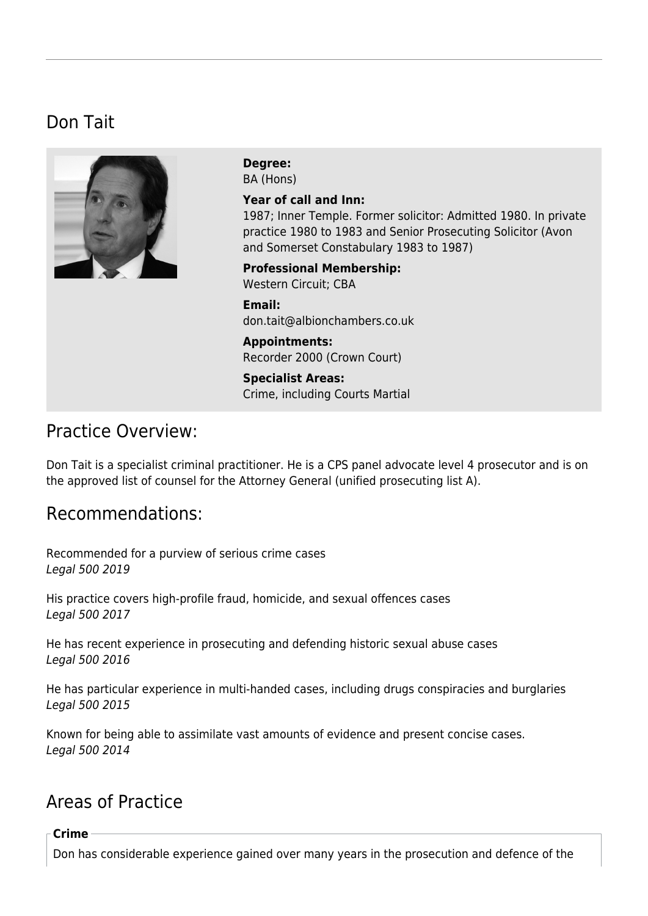# Don Tait

**Degree:**
BA (Hons)

**Year of call and Inn:**
1987; Inner Temple. Former solicitor: Admitted 1980. In private practice 1980 to 1983 and Senior Prosecuting Solicitor (Avon and Somerset Constabulary 1983 to 1987)

**Professional Membership:**
Western Circuit; CBA

**Email:**
don.tait@albionchambers.co.uk

**Appointments:**
Recorder 2000 (Crown Court)

**Specialist Areas:**
Crime, including Courts Martial

## Practice Overview:

Don Tait is a specialist criminal practitioner. He is a CPS panel advocate level 4 prosecutor and is on the approved list of counsel for the Attorney General (unified prosecuting list A).

## Recommendations:

Recommended for a purview of serious crime cases
*Legal 500 2019*

His practice covers high-profile fraud, homicide, and sexual offences cases
*Legal 500 2017*

He has recent experience in prosecuting and defending historic sexual abuse cases
*Legal 500 2016*

He has particular experience in multi-handed cases, including drugs conspiracies and burglaries
*Legal 500 2015*

Known for being able to assimilate vast amounts of evidence and present concise cases.
*Legal 500 2014*

## Areas of Practice

**Crime**

Don has considerable experience gained over many years in the prosecution and defence of the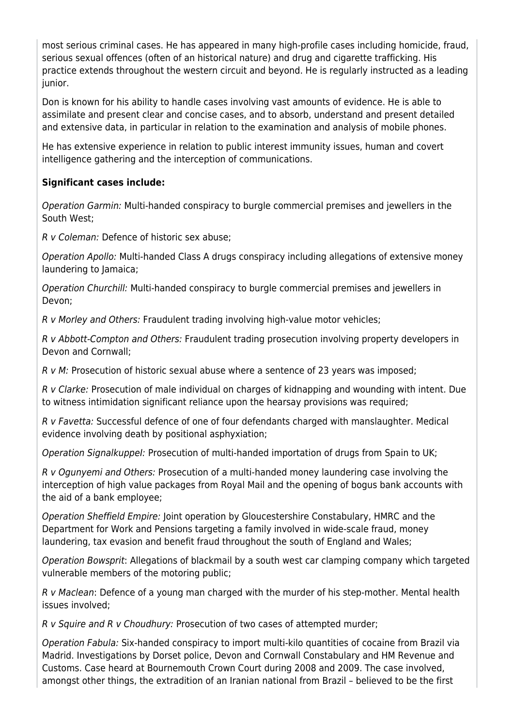most serious criminal cases. He has appeared in many high-profile cases including homicide, fraud, serious sexual offences (often of an historical nature) and drug and cigarette trafficking. His practice extends throughout the western circuit and beyond. He is regularly instructed as a leading junior.

Don is known for his ability to handle cases involving vast amounts of evidence. He is able to assimilate and present clear and concise cases, and to absorb, understand and present detailed and extensive data, in particular in relation to the examination and analysis of mobile phones.

He has extensive experience in relation to public interest immunity issues, human and covert intelligence gathering and the interception of communications.

**Significant cases include:**

*Operation Garmin:* Multi-handed conspiracy to burgle commercial premises and jewellers in the South West;

*R v Coleman:* Defence of historic sex abuse;

*Operation Apollo:* Multi-handed Class A drugs conspiracy including allegations of extensive money laundering to Jamaica;

*Operation Churchill:* Multi-handed conspiracy to burgle commercial premises and jewellers in Devon;

*R v Morley and Others:* Fraudulent trading involving high-value motor vehicles;

*R v Abbott-Compton and Others:* Fraudulent trading prosecution involving property developers in Devon and Cornwall;

*R v M:* Prosecution of historic sexual abuse where a sentence of 23 years was imposed;

*R v Clarke:* Prosecution of male individual on charges of kidnapping and wounding with intent. Due to witness intimidation significant reliance upon the hearsay provisions was required;

*R v Favetta:* Successful defence of one of four defendants charged with manslaughter. Medical evidence involving death by positional asphyxiation;

*Operation Signalkuppel:* Prosecution of multi-handed importation of drugs from Spain to UK;

*R v Ogunyemi and Others:* Prosecution of a multi-handed money laundering case involving the interception of high value packages from Royal Mail and the opening of bogus bank accounts with the aid of a bank employee;

*Operation Sheffield Empire:* Joint operation by Gloucestershire Constabulary, HMRC and the Department for Work and Pensions targeting a family involved in wide-scale fraud, money laundering, tax evasion and benefit fraud throughout the south of England and Wales;

*Operation Bowsprit*: Allegations of blackmail by a south west car clamping company which targeted vulnerable members of the motoring public;

*R v Maclean*: Defence of a young man charged with the murder of his step-mother. Mental health issues involved;

*R v Squire and R v Choudhury:* Prosecution of two cases of attempted murder;

*Operation Fabula:* Six-handed conspiracy to import multi-kilo quantities of cocaine from Brazil via Madrid. Investigations by Dorset police, Devon and Cornwall Constabulary and HM Revenue and Customs. Case heard at Bournemouth Crown Court during 2008 and 2009. The case involved, amongst other things, the extradition of an Iranian national from Brazil – believed to be the first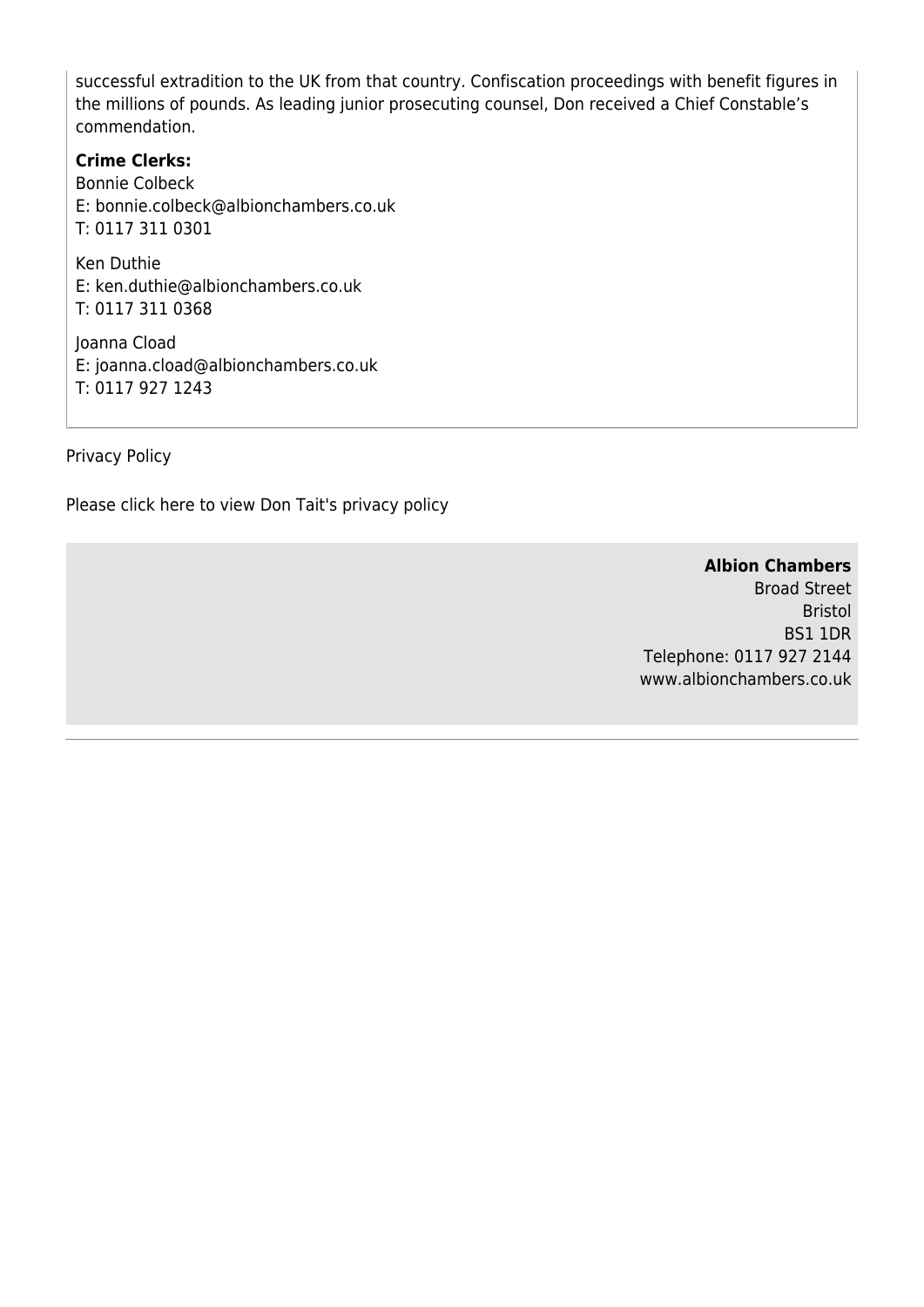successful extradition to the UK from that country. Confiscation proceedings with benefit figures in the millions of pounds. As leading junior prosecuting counsel, Don received a Chief Constable's commendation.

**Crime Clerks:**
Bonnie Colbeck
E: bonnie.colbeck@albionchambers.co.uk
T: 0117 311 0301

Ken Duthie
E: ken.duthie@albionchambers.co.uk
T: 0117 311 0368

Joanna Cload
E: joanna.cload@albionchambers.co.uk
T: 0117 927 1243

Privacy Policy

Please click here to view Don Tait's privacy policy

**Albion Chambers**
Broad Street
Bristol
BS1 1DR
Telephone: 0117 927 2144
www.albionchambers.co.uk